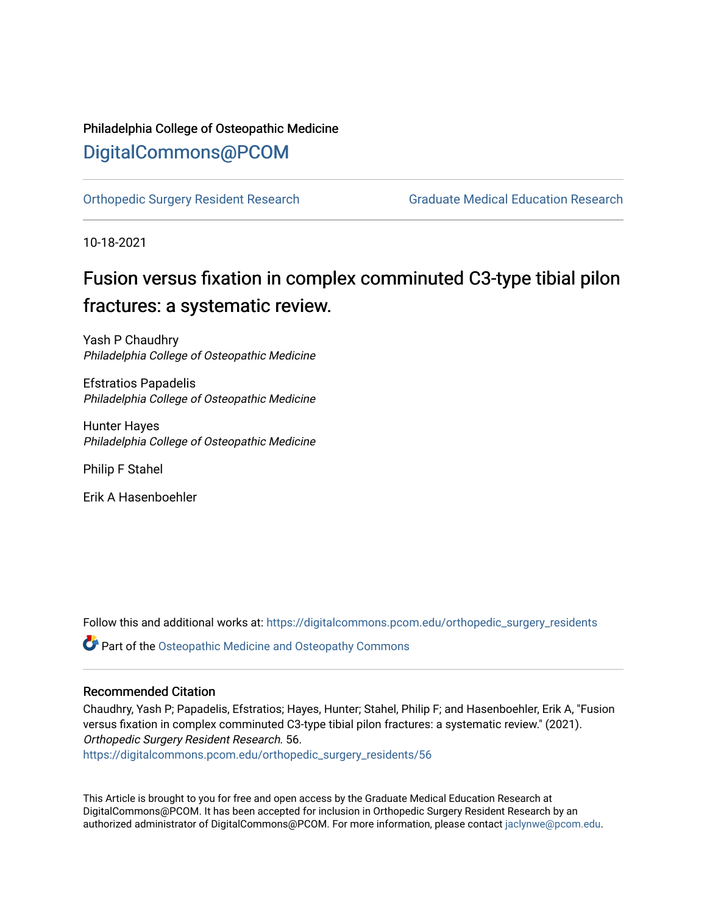Philadelphia College of Osteopathic Medicine

# DigitalCommons@PCOM

Orthopedic Surgery Resident Research | Graduate Medical Education Research

10-18-2021

# Fusion versus fixation in complex comminuted C3-type tibial pilon fractures: a systematic review.

Yash P Chaudhry
*Philadelphia College of Osteopathic Medicine*

Efstratios Papadelis
*Philadelphia College of Osteopathic Medicine*

Hunter Hayes
*Philadelphia College of Osteopathic Medicine*

Philip F Stahel

Erik A Hasenboehler

Follow this and additional works at: https://digitalcommons.pcom.edu/orthopedic_surgery_residents

Part of the Osteopathic Medicine and Osteopathy Commons

## Recommended Citation

Chaudhry, Yash P; Papadelis, Efstratios; Hayes, Hunter; Stahel, Philip F; and Hasenboehler, Erik A, "Fusion versus fixation in complex comminuted C3-type tibial pilon fractures: a systematic review." (2021). *Orthopedic Surgery Resident Research*. 56.
https://digitalcommons.pcom.edu/orthopedic_surgery_residents/56

This Article is brought to you for free and open access by the Graduate Medical Education Research at DigitalCommons@PCOM. It has been accepted for inclusion in Orthopedic Surgery Resident Research by an authorized administrator of DigitalCommons@PCOM. For more information, please contact jaclynwe@pcom.edu.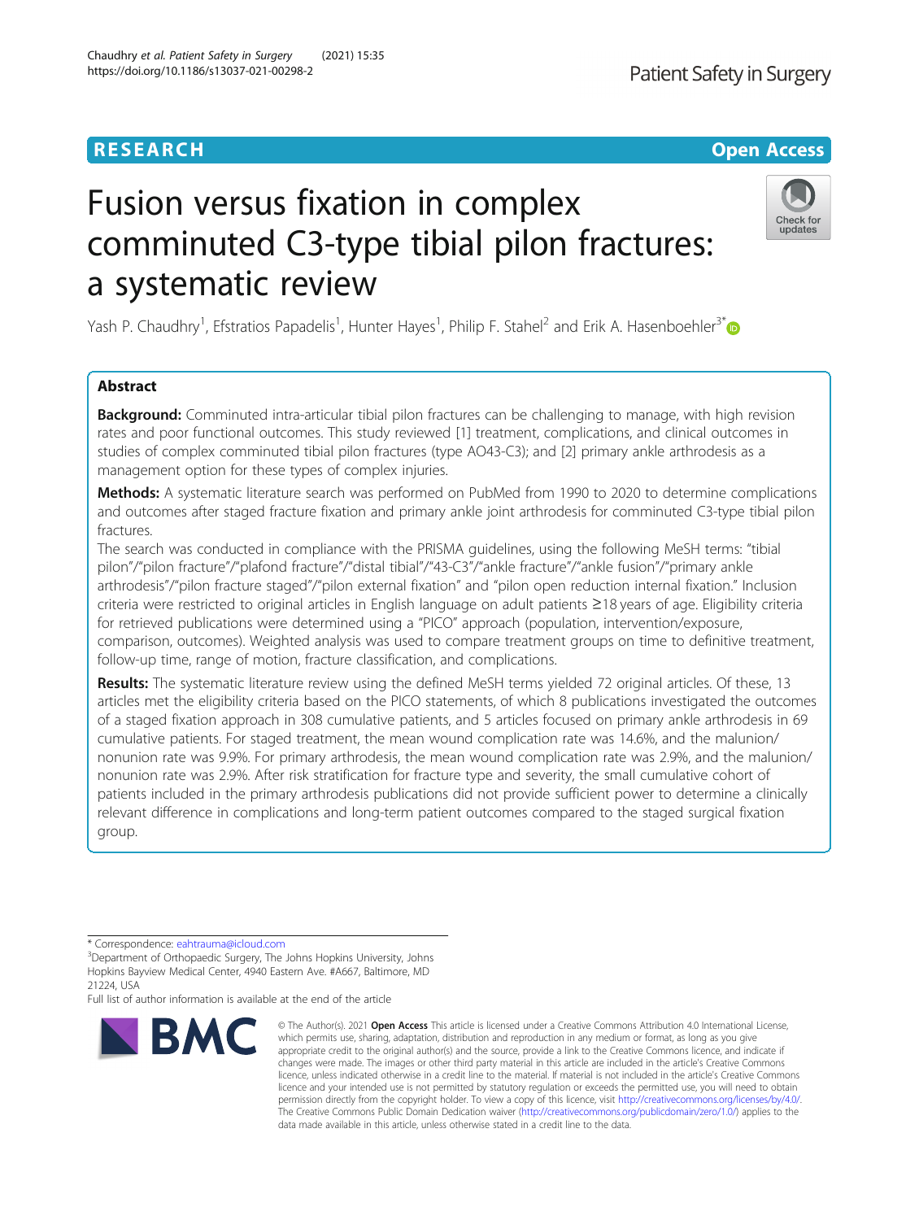# Fusion versus fixation in complex comminuted C3-type tibial pilon fractures: a systematic review

Yash P. Chaudhry[1], Efstratios Papadelis[1], Hunter Hayes[1], Philip F. Stahel[2] and Erik A. Hasenboehler[3*]

## Abstract

**Background:** Comminuted intra-articular tibial pilon fractures can be challenging to manage, with high revision rates and poor functional outcomes. This study reviewed [1] treatment, complications, and clinical outcomes in studies of complex comminuted tibial pilon fractures (type AO43-C3); and [2] primary ankle arthrodesis as a management option for these types of complex injuries.

**Methods:** A systematic literature search was performed on PubMed from 1990 to 2020 to determine complications and outcomes after staged fracture fixation and primary ankle joint arthrodesis for comminuted C3-type tibial pilon fractures.

The search was conducted in compliance with the PRISMA guidelines, using the following MeSH terms: "tibial pilon"/"pilon fracture"/"plafond fracture"/"distal tibial"/"43-C3"/"ankle fracture"/"ankle fusion"/"primary ankle arthrodesis"/"pilon fracture staged"/"pilon external fixation" and "pilon open reduction internal fixation." Inclusion criteria were restricted to original articles in English language on adult patients ≥18 years of age. Eligibility criteria for retrieved publications were determined using a "PICO" approach (population, intervention/exposure, comparison, outcomes). Weighted analysis was used to compare treatment groups on time to definitive treatment, follow-up time, range of motion, fracture classification, and complications.

**Results:** The systematic literature review using the defined MeSH terms yielded 72 original articles. Of these, 13 articles met the eligibility criteria based on the PICO statements, of which 8 publications investigated the outcomes of a staged fixation approach in 308 cumulative patients, and 5 articles focused on primary ankle arthrodesis in 69 cumulative patients. For staged treatment, the mean wound complication rate was 14.6%, and the malunion/nonunion rate was 9.9%. For primary arthrodesis, the mean wound complication rate was 2.9%, and the malunion/nonunion rate was 2.9%. After risk stratification for fracture type and severity, the small cumulative cohort of patients included in the primary arthrodesis publications did not provide sufficient power to determine a clinically relevant difference in complications and long-term patient outcomes compared to the staged surgical fixation group.

* Correspondence: eahtrauma@icloud.com
[3]Department of Orthopaedic Surgery, The Johns Hopkins University, Johns Hopkins Bayview Medical Center, 4940 Eastern Ave. #A667, Baltimore, MD 21224, USA
Full list of author information is available at the end of the article

© The Author(s). 2021 **Open Access** This article is licensed under a Creative Commons Attribution 4.0 International License, which permits use, sharing, adaptation, distribution and reproduction in any medium or format, as long as you give appropriate credit to the original author(s) and the source, provide a link to the Creative Commons licence, and indicate if changes were made. The images or other third party material in this article are included in the article's Creative Commons licence, unless indicated otherwise in a credit line to the material. If material is not included in the article's Creative Commons licence and your intended use is not permitted by statutory regulation or exceeds the permitted use, you will need to obtain permission directly from the copyright holder. To view a copy of this licence, visit http://creativecommons.org/licenses/by/4.0/. The Creative Commons Public Domain Dedication waiver (http://creativecommons.org/publicdomain/zero/1.0/) applies to the data made available in this article, unless otherwise stated in a credit line to the data.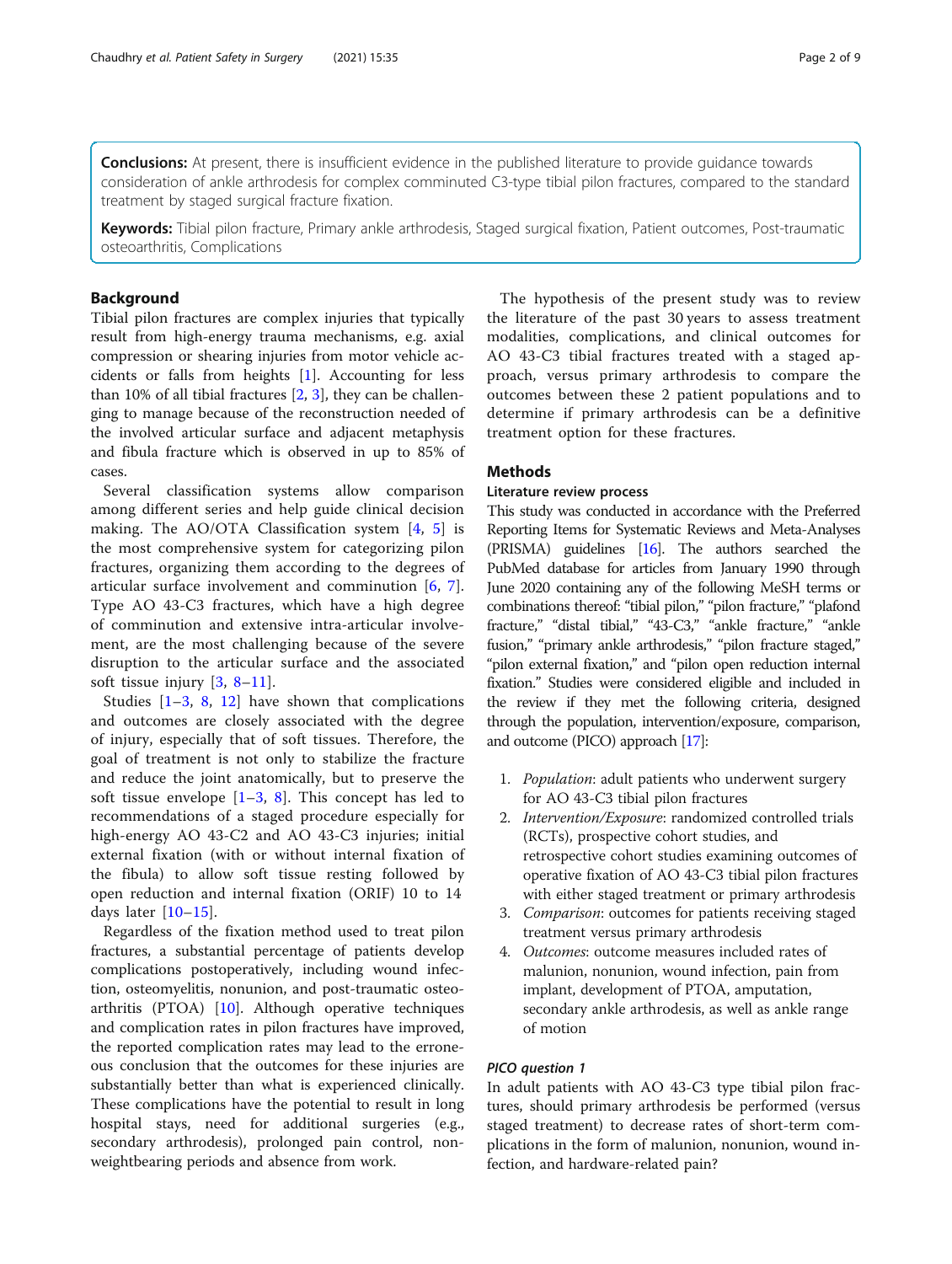**Conclusions:** At present, there is insufficient evidence in the published literature to provide guidance towards consideration of ankle arthrodesis for complex comminuted C3-type tibial pilon fractures, compared to the standard treatment by staged surgical fracture fixation.

**Keywords:** Tibial pilon fracture, Primary ankle arthrodesis, Staged surgical fixation, Patient outcomes, Post-traumatic osteoarthritis, Complications

## Background

Tibial pilon fractures are complex injuries that typically result from high-energy trauma mechanisms, e.g. axial compression or shearing injuries from motor vehicle accidents or falls from heights [1]. Accounting for less than 10% of all tibial fractures [2, 3], they can be challenging to manage because of the reconstruction needed of the involved articular surface and adjacent metaphysis and fibula fracture which is observed in up to 85% of cases.

Several classification systems allow comparison among different series and help guide clinical decision making. The AO/OTA Classification system [4, 5] is the most comprehensive system for categorizing pilon fractures, organizing them according to the degrees of articular surface involvement and comminution [6, 7]. Type AO 43-C3 fractures, which have a high degree of comminution and extensive intra-articular involvement, are the most challenging because of the severe disruption to the articular surface and the associated soft tissue injury [3, 8–11].

Studies [1–3, 8, 12] have shown that complications and outcomes are closely associated with the degree of injury, especially that of soft tissues. Therefore, the goal of treatment is not only to stabilize the fracture and reduce the joint anatomically, but to preserve the soft tissue envelope [1–3, 8]. This concept has led to recommendations of a staged procedure especially for high-energy AO 43-C2 and AO 43-C3 injuries; initial external fixation (with or without internal fixation of the fibula) to allow soft tissue resting followed by open reduction and internal fixation (ORIF) 10 to 14 days later [10–15].

Regardless of the fixation method used to treat pilon fractures, a substantial percentage of patients develop complications postoperatively, including wound infection, osteomyelitis, nonunion, and post-traumatic osteoarthritis (PTOA) [10]. Although operative techniques and complication rates in pilon fractures have improved, the reported complication rates may lead to the erroneous conclusion that the outcomes for these injuries are substantially better than what is experienced clinically. These complications have the potential to result in long hospital stays, need for additional surgeries (e.g., secondary arthrodesis), prolonged pain control, non-weightbearing periods and absence from work.

The hypothesis of the present study was to review the literature of the past 30 years to assess treatment modalities, complications, and clinical outcomes for AO 43-C3 tibial fractures treated with a staged approach, versus primary arthrodesis to compare the outcomes between these 2 patient populations and to determine if primary arthrodesis can be a definitive treatment option for these fractures.

## Methods

### Literature review process

This study was conducted in accordance with the Preferred Reporting Items for Systematic Reviews and Meta-Analyses (PRISMA) guidelines [16]. The authors searched the PubMed database for articles from January 1990 through June 2020 containing any of the following MeSH terms or combinations thereof: "tibial pilon," "pilon fracture," "plafond fracture," "distal tibial," "43-C3," "ankle fracture," "ankle fusion," "primary ankle arthrodesis," "pilon fracture staged," "pilon external fixation," and "pilon open reduction internal fixation." Studies were considered eligible and included in the review if they met the following criteria, designed through the population, intervention/exposure, comparison, and outcome (PICO) approach [17]:

1. *Population*: adult patients who underwent surgery for AO 43-C3 tibial pilon fractures
2. *Intervention/Exposure*: randomized controlled trials (RCTs), prospective cohort studies, and retrospective cohort studies examining outcomes of operative fixation of AO 43-C3 tibial pilon fractures with either staged treatment or primary arthrodesis
3. *Comparison*: outcomes for patients receiving staged treatment versus primary arthrodesis
4. *Outcomes*: outcome measures included rates of malunion, nonunion, wound infection, pain from implant, development of PTOA, amputation, secondary ankle arthrodesis, as well as ankle range of motion

### *PICO question 1*

In adult patients with AO 43-C3 type tibial pilon fractures, should primary arthrodesis be performed (versus staged treatment) to decrease rates of short-term complications in the form of malunion, nonunion, wound infection, and hardware-related pain?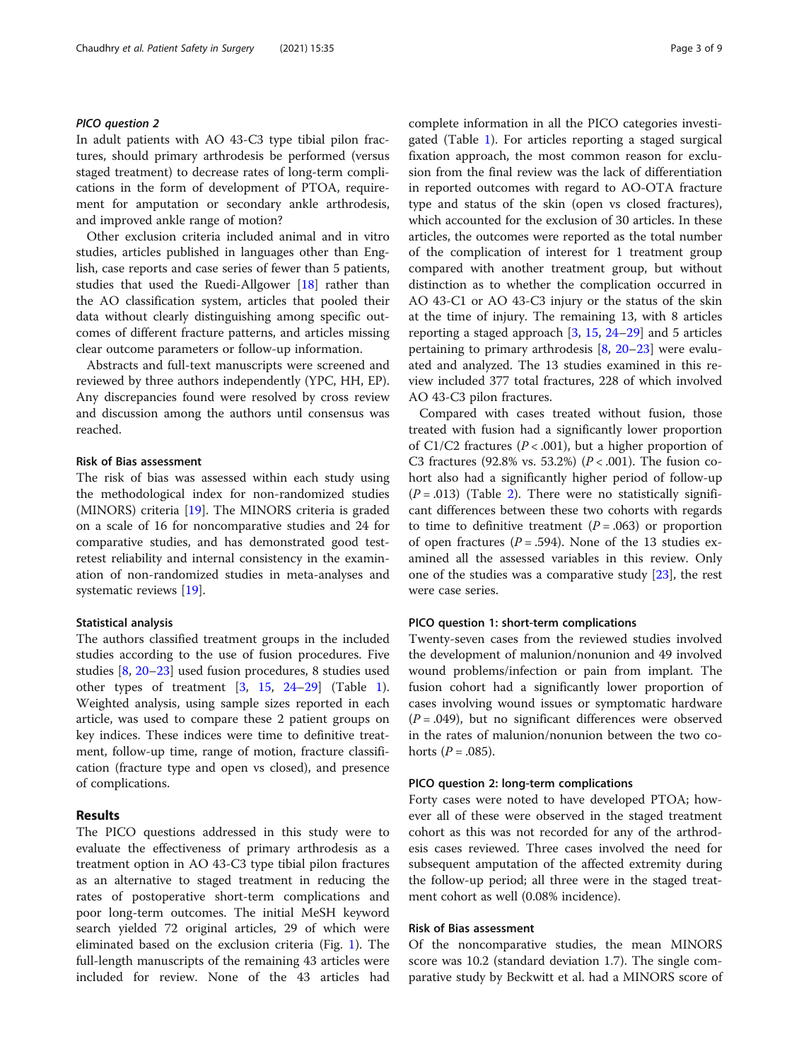#### PICO question 2

In adult patients with AO 43-C3 type tibial pilon fractures, should primary arthrodesis be performed (versus staged treatment) to decrease rates of long-term complications in the form of development of PTOA, requirement for amputation or secondary ankle arthrodesis, and improved ankle range of motion?

Other exclusion criteria included animal and in vitro studies, articles published in languages other than English, case reports and case series of fewer than 5 patients, studies that used the Ruedi-Allgower [18] rather than the AO classification system, articles that pooled their data without clearly distinguishing among specific outcomes of different fracture patterns, and articles missing clear outcome parameters or follow-up information.

Abstracts and full-text manuscripts were screened and reviewed by three authors independently (YPC, HH, EP). Any discrepancies found were resolved by cross review and discussion among the authors until consensus was reached.

### Risk of Bias assessment

The risk of bias was assessed within each study using the methodological index for non-randomized studies (MINORS) criteria [19]. The MINORS criteria is graded on a scale of 16 for noncomparative studies and 24 for comparative studies, and has demonstrated good test-retest reliability and internal consistency in the examination of non-randomized studies in meta-analyses and systematic reviews [19].

### Statistical analysis

The authors classified treatment groups in the included studies according to the use of fusion procedures. Five studies [8, 20–23] used fusion procedures, 8 studies used other types of treatment [3, 15, 24–29] (Table 1). Weighted analysis, using sample sizes reported in each article, was used to compare these 2 patient groups on key indices. These indices were time to definitive treatment, follow-up time, range of motion, fracture classification (fracture type and open vs closed), and presence of complications.

## Results

The PICO questions addressed in this study were to evaluate the effectiveness of primary arthrodesis as a treatment option in AO 43-C3 type tibial pilon fractures as an alternative to staged treatment in reducing the rates of postoperative short-term complications and poor long-term outcomes. The initial MeSH keyword search yielded 72 original articles, 29 of which were eliminated based on the exclusion criteria (Fig. 1). The full-length manuscripts of the remaining 43 articles were included for review. None of the 43 articles had complete information in all the PICO categories investigated (Table 1). For articles reporting a staged surgical fixation approach, the most common reason for exclusion from the final review was the lack of differentiation in reported outcomes with regard to AO-OTA fracture type and status of the skin (open vs closed fractures), which accounted for the exclusion of 30 articles. In these articles, the outcomes were reported as the total number of the complication of interest for 1 treatment group compared with another treatment group, but without distinction as to whether the complication occurred in AO 43-C1 or AO 43-C3 injury or the status of the skin at the time of injury. The remaining 13, with 8 articles reporting a staged approach [3, 15, 24–29] and 5 articles pertaining to primary arthrodesis [8, 20–23] were evaluated and analyzed. The 13 studies examined in this review included 377 total fractures, 228 of which involved AO 43-C3 pilon fractures.

Compared with cases treated without fusion, those treated with fusion had a significantly lower proportion of C1/C2 fractures ($P < .001$), but a higher proportion of C3 fractures (92.8% vs. 53.2%) ($P < .001$). The fusion cohort also had a significantly higher period of follow-up ($P = .013$) (Table 2). There were no statistically significant differences between these two cohorts with regards to time to definitive treatment ($P = .063$) or proportion of open fractures ($P = .594$). None of the 13 studies examined all the assessed variables in this review. Only one of the studies was a comparative study [23], the rest were case series.

### PICO question 1: short-term complications

Twenty-seven cases from the reviewed studies involved the development of malunion/nonunion and 49 involved wound problems/infection or pain from implant. The fusion cohort had a significantly lower proportion of cases involving wound issues or symptomatic hardware ($P = .049$), but no significant differences were observed in the rates of malunion/nonunion between the two cohorts ($P = .085$).

### PICO question 2: long-term complications

Forty cases were noted to have developed PTOA; however all of these were observed in the staged treatment cohort as this was not recorded for any of the arthrodesis cases reviewed. Three cases involved the need for subsequent amputation of the affected extremity during the follow-up period; all three were in the staged treatment cohort as well (0.08% incidence).

### Risk of Bias assessment

Of the noncomparative studies, the mean MINORS score was 10.2 (standard deviation 1.7). The single comparative study by Beckwitt et al. had a MINORS score of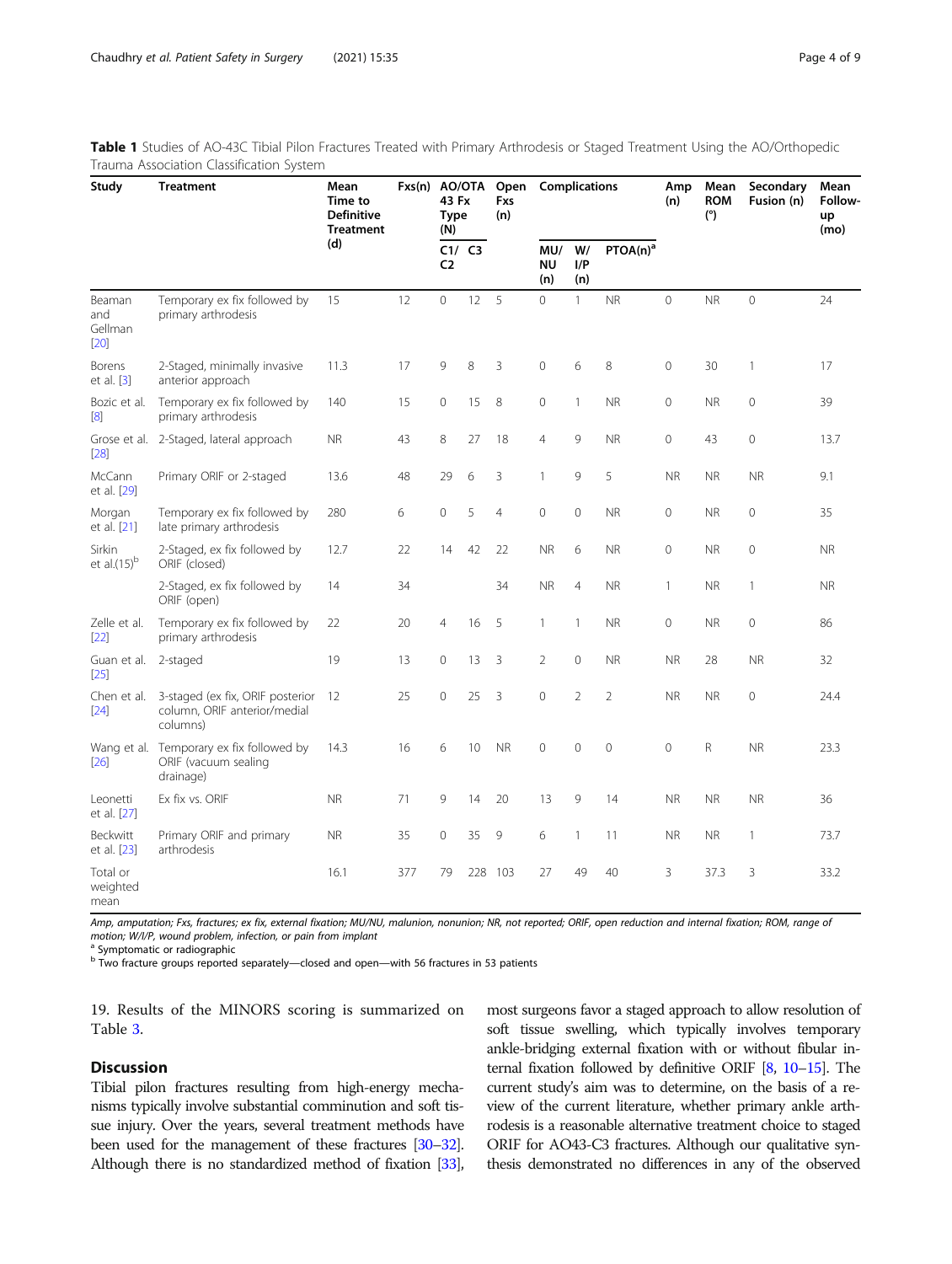**Table 1** Studies of AO-43C Tibial Pilon Fractures Treated with Primary Arthrodesis or Staged Treatment Using the AO/Orthopedic Trauma Association Classification System

| Study | Treatment | Mean Time to Definitive Treatment (d) | Fxs(n) | AO/OTA 43 Fx Type (N) | | Open Fxs (n) | Complications | | | Amp (n) | Mean ROM (°) | Secondary Fusion (n) | Mean Follow-up (mo) |
|---|---|---|---|---|---|---|---|---|---|---|---|---|---|
| | | | | C1/ C2 | C3 | | MU/ NU (n) | W/ I/P (n) | PTOA(n)[a] | | | | |
| Beaman and Gellman [20] | Temporary ex fix followed by primary arthrodesis | 15 | 12 | 0 | 12 | 5 | 0 | 1 | NR | 0 | NR | 0 | 24 |
| Borens et al. [3] | 2-Staged, minimally invasive anterior approach | 11.3 | 17 | 9 | 8 | 3 | 0 | 6 | 8 | 0 | 30 | 1 | 17 |
| Bozic et al. [8] | Temporary ex fix followed by primary arthrodesis | 140 | 15 | 0 | 15 | 8 | 0 | 1 | NR | 0 | NR | 0 | 39 |
| Grose et al. [28] | 2-Staged, lateral approach | NR | 43 | 8 | 27 | 18 | 4 | 9 | NR | 0 | 43 | 0 | 13.7 |
| McCann et al. [29] | Primary ORIF or 2-staged | 13.6 | 48 | 29 | 6 | 3 | 1 | 9 | 5 | NR | NR | NR | 9.1 |
| Morgan et al. [21] | Temporary ex fix followed by late primary arthrodesis | 280 | 6 | 0 | 5 | 4 | 0 | 0 | NR | 0 | NR | 0 | 35 |
| Sirkin et al.(15)[b] | 2-Staged, ex fix followed by ORIF (closed) | 12.7 | 22 | 14 | 42 | 22 | NR | 6 | NR | 0 | NR | 0 | NR |
| | 2-Staged, ex fix followed by ORIF (open) | 14 | 34 | | | 34 | NR | 4 | NR | 1 | NR | 1 | NR |
| Zelle et al. [22] | Temporary ex fix followed by primary arthrodesis | 22 | 20 | 4 | 16 | 5 | 1 | 1 | NR | 0 | NR | 0 | 86 |
| Guan et al. [25] | 2-staged | 19 | 13 | 0 | 13 | 3 | 2 | 0 | NR | NR | 28 | NR | 32 |
| Chen et al. [24] | 3-staged (ex fix, ORIF posterior column, ORIF anterior/medial columns) | 12 | 25 | 0 | 25 | 3 | 0 | 2 | 2 | NR | NR | 0 | 24.4 |
| Wang et al. [26] | Temporary ex fix followed by ORIF (vacuum sealing drainage) | 14.3 | 16 | 6 | 10 | NR | 0 | 0 | 0 | 0 | R | NR | 23.3 |
| Leonetti et al. [27] | Ex fix vs. ORIF | NR | 71 | 9 | 14 | 20 | 13 | 9 | 14 | NR | NR | NR | 36 |
| Beckwitt et al. [23] | Primary ORIF and primary arthrodesis | NR | 35 | 0 | 35 | 9 | 6 | 1 | 11 | NR | NR | 1 | 73.7 |
| Total or weighted mean | | 16.1 | 377 | 79 | 228 | 103 | 27 | 49 | 40 | 3 | 37.3 | 3 | 33.2 |

*Amp, amputation; Fxs, fractures; ex fix, external fixation; MU/NU, malunion, nonunion; NR, not reported; ORIF, open reduction and internal fixation; ROM, range of motion; W/I/P, wound problem, infection, or pain from implant*

[a] Symptomatic or radiographic

[b] Two fracture groups reported separately—closed and open—with 56 fractures in 53 patients

19. Results of the MINORS scoring is summarized on Table 3.

## Discussion

Tibial pilon fractures resulting from high-energy mechanisms typically involve substantial comminution and soft tissue injury. Over the years, several treatment methods have been used for the management of these fractures [30–32]. Although there is no standardized method of fixation [33], most surgeons favor a staged approach to allow resolution of soft tissue swelling, which typically involves temporary ankle-bridging external fixation with or without fibular internal fixation followed by definitive ORIF [8, 10–15]. The current study's aim was to determine, on the basis of a review of the current literature, whether primary ankle arthrodesis is a reasonable alternative treatment choice to staged ORIF for AO43-C3 fractures. Although our qualitative synthesis demonstrated no differences in any of the observed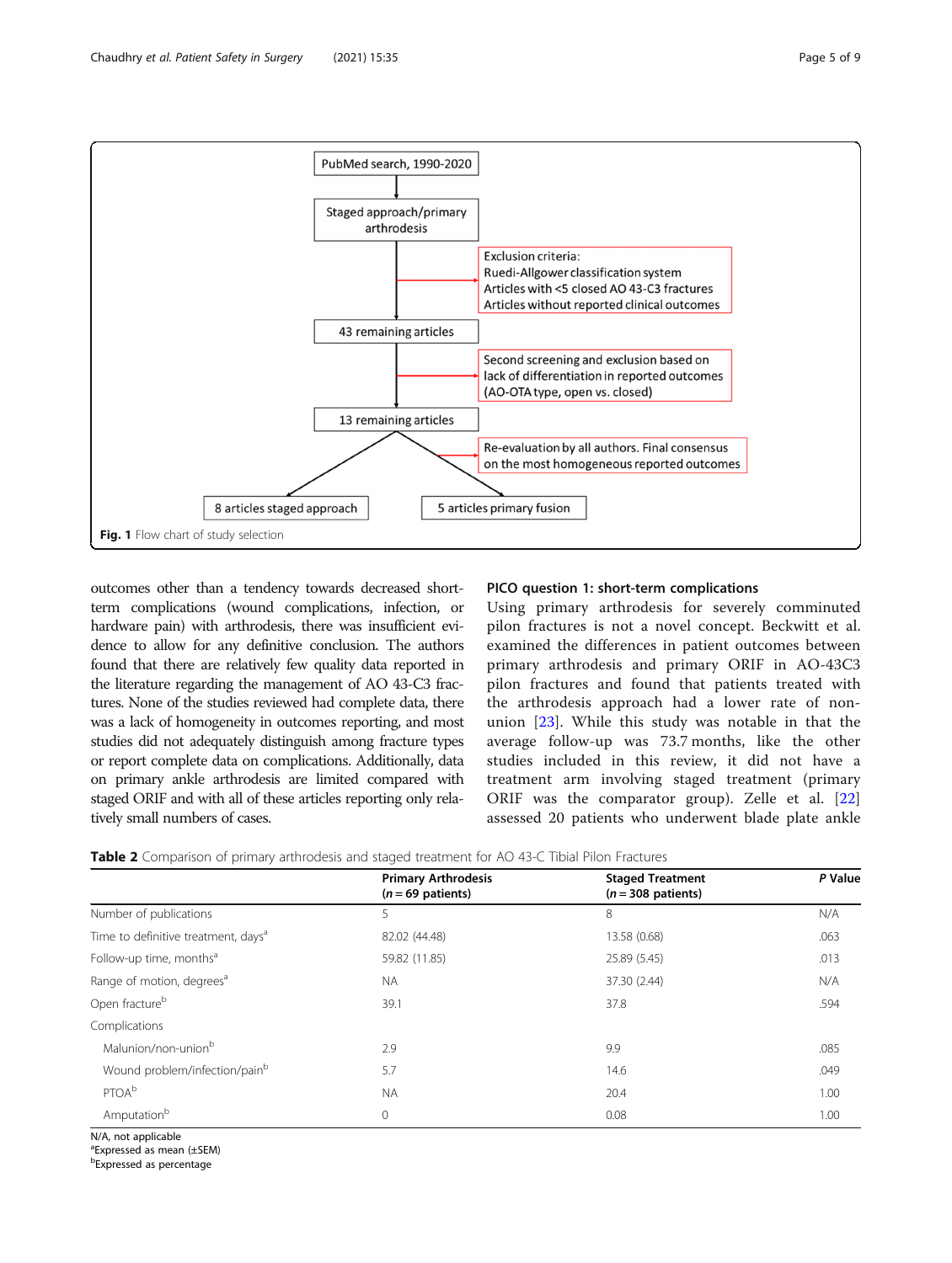PubMed search, 1990-2020

Staged approach/primary arthrodesis

Exclusion criteria:
Ruedi-Allgower classification system
Articles with <5 closed AO 43-C3 fractures
Articles without reported clinical outcomes

43 remaining articles

Second screening and exclusion based on lack of differentiation in reported outcomes (AO-OTA type, open vs. closed)

13 remaining articles

Re-evaluation by all authors. Final consensus on the most homogeneous reported outcomes

8 articles staged approach

5 articles primary fusion

**Fig. 1** Flow chart of study selection

outcomes other than a tendency towards decreased short-term complications (wound complications, infection, or hardware pain) with arthrodesis, there was insufficient evidence to allow for any definitive conclusion. The authors found that there are relatively few quality data reported in the literature regarding the management of AO 43-C3 fractures. None of the studies reviewed had complete data, there was a lack of homogeneity in outcomes reporting, and most studies did not adequately distinguish among fracture types or report complete data on complications. Additionally, data on primary ankle arthrodesis are limited compared with staged ORIF and with all of these articles reporting only relatively small numbers of cases.

### PICO question 1: short-term complications

Using primary arthrodesis for severely comminuted pilon fractures is not a novel concept. Beckwitt et al. examined the differences in patient outcomes between primary arthrodesis and primary ORIF in AO-43C3 pilon fractures and found that patients treated with the arthrodesis approach had a lower rate of non-union [23]. While this study was notable in that the average follow-up was 73.7 months, like the other studies included in this review, it did not have a treatment arm involving staged treatment (primary ORIF was the comparator group). Zelle et al. [22] assessed 20 patients who underwent blade plate ankle

**Table 2** Comparison of primary arthrodesis and staged treatment for AO 43-C Tibial Pilon Fractures

| | Primary Arthrodesis ($n = 69$ patients) | Staged Treatment ($n = 308$ patients) | *P* Value |
|---|---|---|---|
| Number of publications | 5 | 8 | N/A |
| Time to definitive treatment, days[a] | 82.02 (44.48) | 13.58 (0.68) | .063 |
| Follow-up time, months[a] | 59.82 (11.85) | 25.89 (5.45) | .013 |
| Range of motion, degrees[a] | NA | 37.30 (2.44) | N/A |
| Open fracture[b] | 39.1 | 37.8 | .594 |
| Complications | | | |
| Malunion/non-union[b] | 2.9 | 9.9 | .085 |
| Wound problem/infection/pain[b] | 5.7 | 14.6 | .049 |
| PTOA[b] | NA | 20.4 | 1.00 |
| Amputation[b] | 0 | 0.08 | 1.00 |

N/A, not applicable
[a]Expressed as mean (±SEM)
[b]Expressed as percentage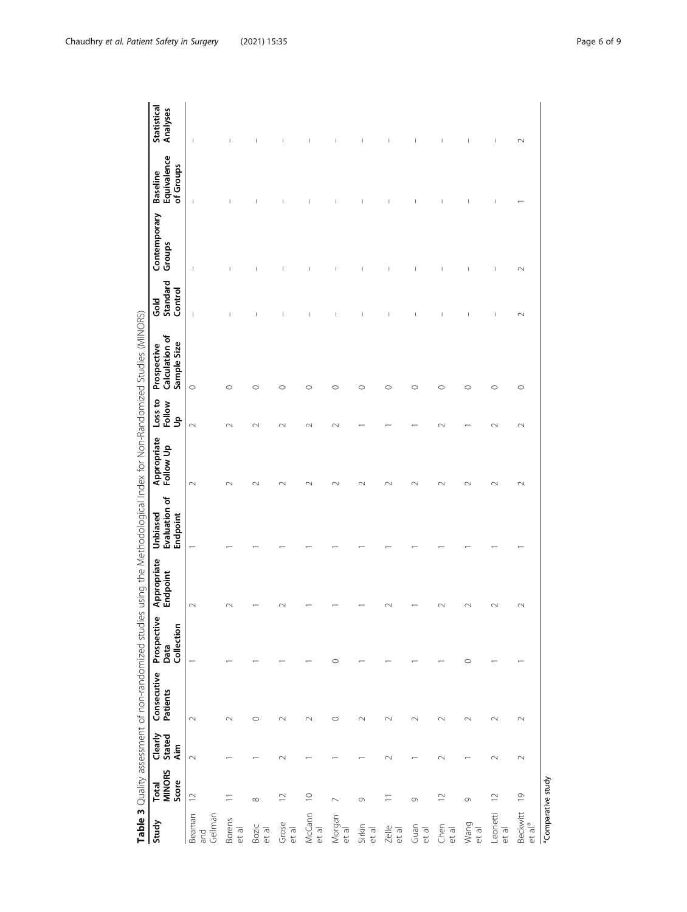**Table 3** Quality assessment of non-randomized studies using the Methodological Index for Non-Randomized Studies (MINORS)

| Study | Total MINORS Score | Clearly Stated Aim | Consecutive Patients | Prospective Data Collection | Appropriate Endpoint | Unbiased Evaluation of Endpoint | Appropriate Follow Up | Loss to Follow Up | Prospective Calculation of Sample Size | Gold Standard Control | Contemporary Groups | Baseline Equivalence of Groups | Statistical Analyses |
|---|---|---|---|---|---|---|---|---|---|---|---|---|---|
| Beaman and Gellman | 12 | 2 | 2 | 1 | 2 | 1 | 2 | 2 | 0 | – | – | – | – |
| Borens et al | 11 | 1 | 2 | 1 | 2 | 1 | 2 | 2 | 0 | – | – | – | – |
| Bozic et al | 8 | 1 | 0 | 1 | 1 | 1 | 2 | 2 | 0 | – | – | – | – |
| Grose et al | 12 | 2 | 2 | 1 | 2 | 1 | 2 | 2 | 0 | – | – | – | – |
| McCann et al | 10 | 1 | 2 | 1 | 1 | 1 | 2 | 2 | 0 | – | – | – | – |
| Morgan et al | 7 | 1 | 0 | 0 | 1 | 1 | 2 | 2 | 0 | – | – | – | – |
| Sirkin et al | 9 | 1 | 2 | 1 | 1 | 1 | 2 | 1 | 0 | – | – | – | – |
| Zelle et al | 11 | 2 | 2 | 1 | 2 | 1 | 2 | 1 | 0 | – | – | – | – |
| Guan et al | 9 | 1 | 2 | 1 | 1 | 1 | 2 | 1 | 0 | – | – | – | – |
| Chen et al | 12 | 2 | 2 | 1 | 2 | 1 | 2 | 2 | 0 | – | – | – | – |
| Wang et al | 9 | 1 | 2 | 0 | 2 | 1 | 2 | 1 | 0 | – | – | – | – |
| Leonetti et al | 12 | 2 | 2 | 1 | 2 | 1 | 2 | 2 | 0 | – | – | – | – |
| Beckwitt et al.[a] | 19 | 2 | 2 | 1 | 2 | 1 | 2 | 2 | 0 | 2 | 2 | 1 | 2 |

[a]Comparative study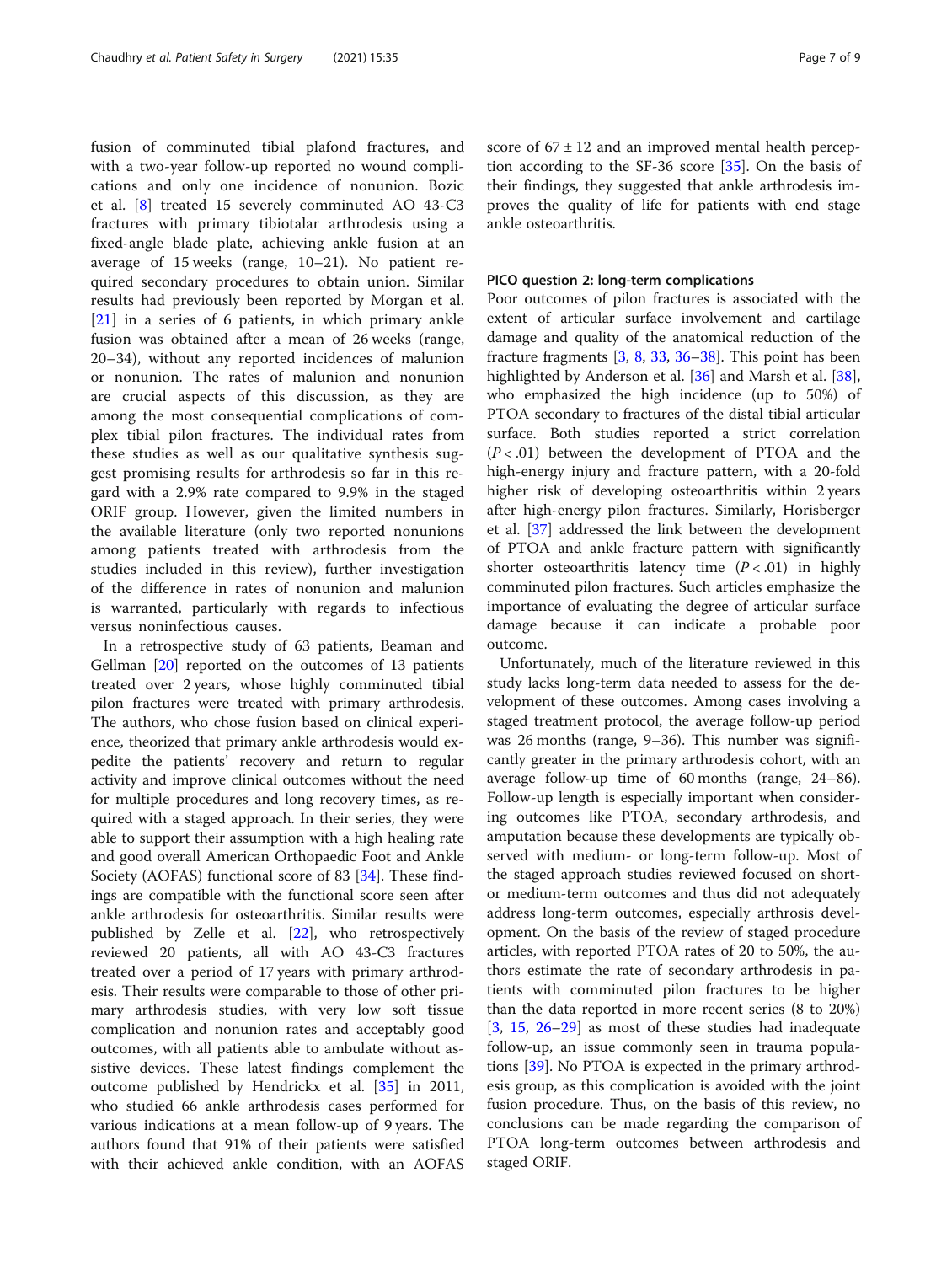fusion of comminuted tibial plafond fractures, and with a two-year follow-up reported no wound complications and only one incidence of nonunion. Bozic et al. [8] treated 15 severely comminuted AO 43-C3 fractures with primary tibiotalar arthrodesis using a fixed-angle blade plate, achieving ankle fusion at an average of 15 weeks (range, 10–21). No patient required secondary procedures to obtain union. Similar results had previously been reported by Morgan et al. [21] in a series of 6 patients, in which primary ankle fusion was obtained after a mean of 26 weeks (range, 20–34), without any reported incidences of malunion or nonunion. The rates of malunion and nonunion are crucial aspects of this discussion, as they are among the most consequential complications of complex tibial pilon fractures. The individual rates from these studies as well as our qualitative synthesis suggest promising results for arthrodesis so far in this regard with a 2.9% rate compared to 9.9% in the staged ORIF group. However, given the limited numbers in the available literature (only two reported nonunions among patients treated with arthrodesis from the studies included in this review), further investigation of the difference in rates of nonunion and malunion is warranted, particularly with regards to infectious versus noninfectious causes.

In a retrospective study of 63 patients, Beaman and Gellman [20] reported on the outcomes of 13 patients treated over 2 years, whose highly comminuted tibial pilon fractures were treated with primary arthrodesis. The authors, who chose fusion based on clinical experience, theorized that primary ankle arthrodesis would expedite the patients' recovery and return to regular activity and improve clinical outcomes without the need for multiple procedures and long recovery times, as required with a staged approach. In their series, they were able to support their assumption with a high healing rate and good overall American Orthopaedic Foot and Ankle Society (AOFAS) functional score of 83 [34]. These findings are compatible with the functional score seen after ankle arthrodesis for osteoarthritis. Similar results were published by Zelle et al. [22], who retrospectively reviewed 20 patients, all with AO 43-C3 fractures treated over a period of 17 years with primary arthrodesis. Their results were comparable to those of other primary arthrodesis studies, with very low soft tissue complication and nonunion rates and acceptably good outcomes, with all patients able to ambulate without assistive devices. These latest findings complement the outcome published by Hendrickx et al. [35] in 2011, who studied 66 ankle arthrodesis cases performed for various indications at a mean follow-up of 9 years. The authors found that 91% of their patients were satisfied with their achieved ankle condition, with an AOFAS score of $67 \pm 12$ and an improved mental health perception according to the SF-36 score [35]. On the basis of their findings, they suggested that ankle arthrodesis improves the quality of life for patients with end stage ankle osteoarthritis.

#### PICO question 2: long-term complications

Poor outcomes of pilon fractures is associated with the extent of articular surface involvement and cartilage damage and quality of the anatomical reduction of the fracture fragments [3, 8, 33, 36–38]. This point has been highlighted by Anderson et al. [36] and Marsh et al. [38], who emphasized the high incidence (up to 50%) of PTOA secondary to fractures of the distal tibial articular surface. Both studies reported a strict correlation ($P < .01$) between the development of PTOA and the high-energy injury and fracture pattern, with a 20-fold higher risk of developing osteoarthritis within 2 years after high-energy pilon fractures. Similarly, Horisberger et al. [37] addressed the link between the development of PTOA and fracture pattern with significantly shorter osteoarthritis latency time ($P < .01$) in highly comminuted pilon fractures. Such articles emphasize the importance of evaluating the degree of articular surface damage because it can indicate a probable poor outcome.

Unfortunately, much of the literature reviewed in this study lacks long-term data needed to assess for the development of these outcomes. Among cases involving a staged treatment protocol, the average follow-up period was 26 months (range, 9–36). This number was significantly greater in the primary arthrodesis cohort, with an average follow-up time of 60 months (range, 24–86). Follow-up length is especially important when considering outcomes like PTOA, secondary arthrodesis, and amputation because these developments are typically observed with medium- or long-term follow-up. Most of the staged approach studies reviewed focused on short- or medium-term outcomes and thus did not adequately address long-term outcomes, especially arthrosis development. On the basis of the review of staged procedure articles, with reported PTOA rates of 20 to 50%, the authors estimate the rate of secondary arthrodesis in patients with comminuted pilon fractures to be higher than the data reported in more recent series (8 to 20%) [3, 15, 26–29] as most of these studies had inadequate follow-up, an issue commonly seen in trauma populations [39]. No PTOA is expected in the primary arthrodesis group, as this complication is avoided with the joint fusion procedure. Thus, on the basis of this review, no conclusions can be made regarding the comparison of PTOA long-term outcomes between arthrodesis and staged ORIF.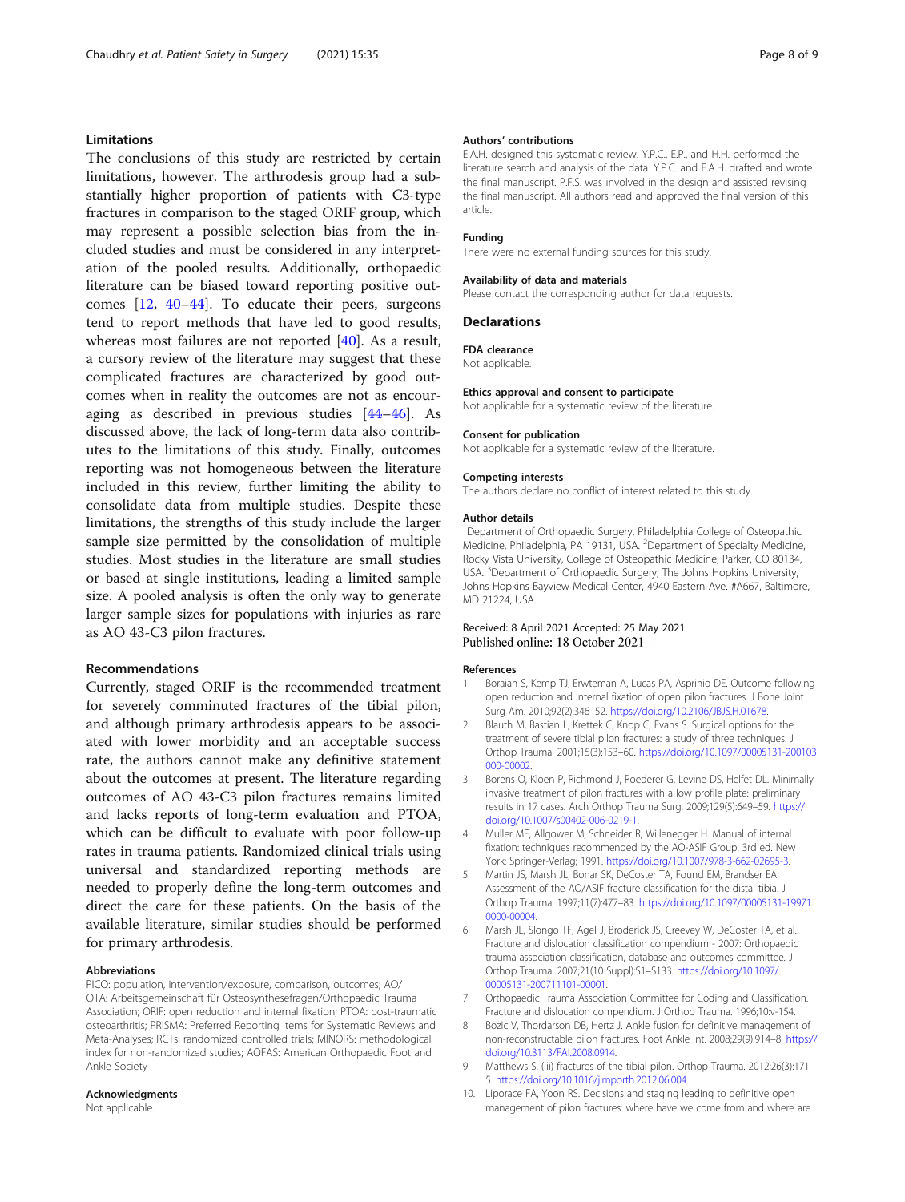## Limitations

The conclusions of this study are restricted by certain limitations, however. The arthrodesis group had a substantially higher proportion of patients with C3-type fractures in comparison to the staged ORIF group, which may represent a possible selection bias from the included studies and must be considered in any interpretation of the pooled results. Additionally, orthopaedic literature can be biased toward reporting positive outcomes [12, 40–44]. To educate their peers, surgeons tend to report methods that have led to good results, whereas most failures are not reported [40]. As a result, a cursory review of the literature may suggest that these complicated fractures are characterized by good outcomes when in reality the outcomes are not as encouraging as described in previous studies [44–46]. As discussed above, the lack of long-term data also contributes to the limitations of this study. Finally, outcomes reporting was not homogeneous between the literature included in this review, further limiting the ability to consolidate data from multiple studies. Despite these limitations, the strengths of this study include the larger sample size permitted by the consolidation of multiple studies. Most studies in the literature are small studies or based at single institutions, leading a limited sample size. A pooled analysis is often the only way to generate larger sample sizes for populations with injuries as rare as AO 43-C3 pilon fractures.

## Recommendations

Currently, staged ORIF is the recommended treatment for severely comminuted fractures of the tibial pilon, and although primary arthrodesis appears to be associated with lower morbidity and an acceptable success rate, the authors cannot make any definitive statement about the outcomes at present. The literature regarding outcomes of AO 43-C3 pilon fractures remains limited and lacks reports of long-term evaluation and PTOA, which can be difficult to evaluate with poor follow-up rates in trauma patients. Randomized clinical trials using universal and standardized reporting methods are needed to properly define the long-term outcomes and direct the care for these patients. On the basis of the available literature, similar studies should be performed for primary arthrodesis.

### Abbreviations

PICO: population, intervention/exposure, comparison, outcomes; AO/OTA: Arbeitsgemeinschaft für Osteosynthesefragen/Orthopaedic Trauma Association; ORIF: open reduction and internal fixation; PTOA: post-traumatic osteoarthritis; PRISMA: Preferred Reporting Items for Systematic Reviews and Meta-Analyses; RCTs: randomized controlled trials; MINORS: methodological index for non-randomized studies; AOFAS: American Orthopaedic Foot and Ankle Society

### Acknowledgments

Not applicable.

### Authors' contributions

E.A.H. designed this systematic review. Y.P.C., E.P., and H.H. performed the literature search and analysis of the data. Y.P.C. and E.A.H. drafted and wrote the final manuscript. P.F.S. was involved in the design and assisted revising the final manuscript. All authors read and approved the final version of this article.

### Funding

There were no external funding sources for this study.

### Availability of data and materials

Please contact the corresponding author for data requests.

## Declarations

### FDA clearance

Not applicable.

### Ethics approval and consent to participate

Not applicable for a systematic review of the literature.

### Consent for publication

Not applicable for a systematic review of the literature.

### Competing interests

The authors declare no conflict of interest related to this study.

### Author details

[1]Department of Orthopaedic Surgery, Philadelphia College of Osteopathic Medicine, Philadelphia, PA 19131, USA. [2]Department of Specialty Medicine, Rocky Vista University, College of Osteopathic Medicine, Parker, CO 80134, USA. [3]Department of Orthopaedic Surgery, The Johns Hopkins University, Johns Hopkins Bayview Medical Center, 4940 Eastern Ave. #A667, Baltimore, MD 21224, USA.

Received: 8 April 2021 Accepted: 25 May 2021
Published online: 18 October 2021

### References

1. Boraiah S, Kemp TJ, Erwteman A, Lucas PA, Asprinio DE. Outcome following open reduction and internal fixation of open pilon fractures. J Bone Joint Surg Am. 2010;92(2):346–52. https://doi.org/10.2106/JBJS.H.01678.
2. Blauth M, Bastian L, Krettek C, Knop C, Evans S. Surgical options for the treatment of severe tibial pilon fractures: a study of three techniques. J Orthop Trauma. 2001;15(3):153–60. https://doi.org/10.1097/00005131-200103000-00002.
3. Borens O, Kloen P, Richmond J, Roederer G, Levine DS, Helfet DL. Minimally invasive treatment of pilon fractures with a low profile plate: preliminary results in 17 cases. Arch Orthop Trauma Surg. 2009;129(5):649–59. https://doi.org/10.1007/s00402-006-0219-1.
4. Muller ME, Allgower M, Schneider R, Willenegger H. Manual of internal fixation: techniques recommended by the AO-ASIF Group. 3rd ed. New York: Springer-Verlag; 1991. https://doi.org/10.1007/978-3-662-02695-3.
5. Martin JS, Marsh JL, Bonar SK, DeCoster TA, Found EM, Brandser EA. Assessment of the AO/ASIF fracture classification for the distal tibia. J Orthop Trauma. 1997;11(7):477–83. https://doi.org/10.1097/00005131-199710000-00004.
6. Marsh JL, Slongo TF, Agel J, Broderick JS, Creevey W, DeCoster TA, et al. Fracture and dislocation classification compendium - 2007: Orthopaedic trauma association classification, database and outcomes committee. J Orthop Trauma. 2007;21(10 Suppl):S1–S133. https://doi.org/10.1097/00005131-200711101-00001.
7. Orthopaedic Trauma Association Committee for Coding and Classification. Fracture and dislocation compendium. J Orthop Trauma. 1996;10:v-154.
8. Bozic V, Thordarson DB, Hertz J. Ankle fusion for definitive management of non-reconstructable pilon fractures. Foot Ankle Int. 2008;29(9):914–8. https://doi.org/10.3113/FAI.2008.0914.
9. Matthews S. (iii) fractures of the tibial pilon. Orthop Trauma. 2012;26(3):171–5. https://doi.org/10.1016/j.mporth.2012.06.004.
10. Liporace FA, Yoon RS. Decisions and staging leading to definitive open management of pilon fractures: where have we come from and where are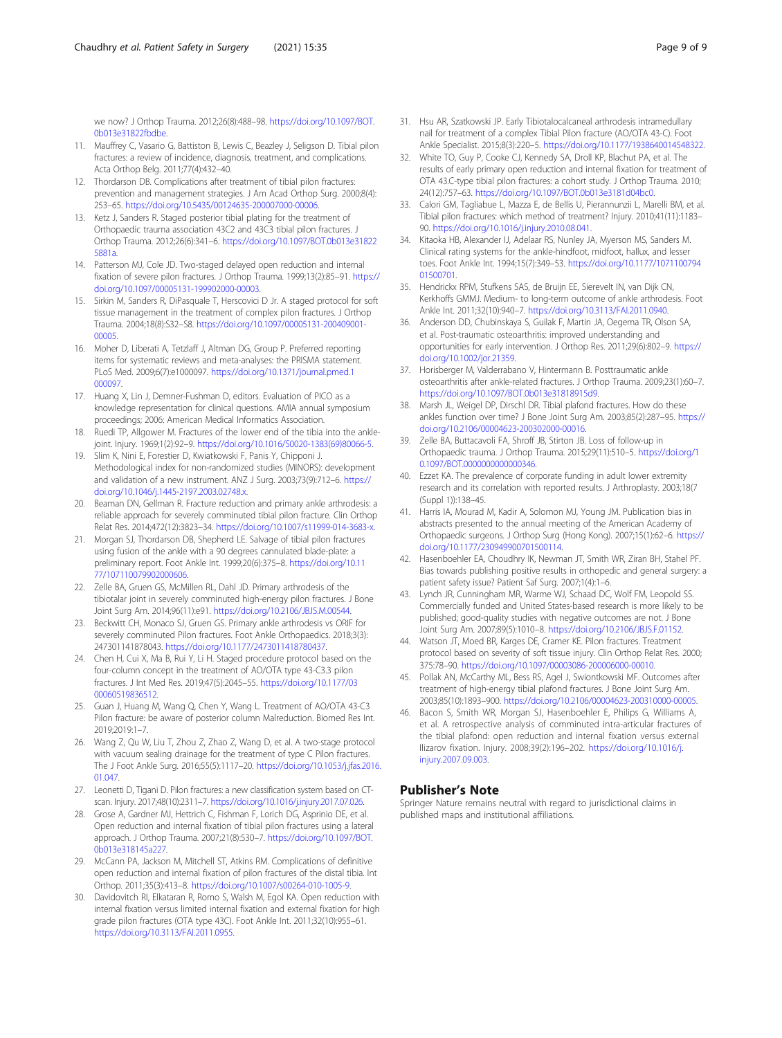we now? J Orthop Trauma. 2012;26(8):488–98. https://doi.org/10.1097/BOT.0b013e31822fbdbe.

11. Mauffrey C, Vasario G, Battiston B, Lewis C, Beazley J, Seligson D. Tibial pilon fractures: a review of incidence, diagnosis, treatment, and complications. Acta Orthop Belg. 2011;77(4):432–40.
12. Thordarson DB. Complications after treatment of tibial pilon fractures: prevention and management strategies. J Am Acad Orthop Surg. 2000;8(4): 253–65. https://doi.org/10.5435/00124635-200007000-00006.
13. Ketz J, Sanders R. Staged posterior tibial plating for the treatment of Orthopaedic trauma association 43C2 and 43C3 tibial pilon fractures. J Orthop Trauma. 2012;26(6):341–6. https://doi.org/10.1097/BOT.0b013e318225881a.
14. Patterson MJ, Cole JD. Two-staged delayed open reduction and internal fixation of severe pilon fractures. J Orthop Trauma. 1999;13(2):85–91. https://doi.org/10.1097/00005131-199902000-00003.
15. Sirkin M, Sanders R, DiPasquale T, Herscovici D Jr. A staged protocol for soft tissue management in the treatment of complex pilon fractures. J Orthop Trauma. 2004;18(8):S32–S8. https://doi.org/10.1097/00005131-200409001-00005.
16. Moher D, Liberati A, Tetzlaff J, Altman DG, Group P. Preferred reporting items for systematic reviews and meta-analyses: the PRISMA statement. PLoS Med. 2009;6(7):e1000097. https://doi.org/10.1371/journal.pmed.1000097.
17. Huang X, Lin J, Demner-Fushman D, editors. Evaluation of PICO as a knowledge representation for clinical questions. AMIA annual symposium proceedings; 2006: American Medical Informatics Association.
18. Ruedi TP, Allgower M. Fractures of the lower end of the tibia into the ankle-joint. Injury. 1969;1(2):92–9. https://doi.org/10.1016/S0020-1383(69)80066-5.
19. Slim K, Nini E, Forestier D, Kwiatkowski F, Panis Y, Chipponi J. Methodological index for non-randomized studies (MINORS): development and validation of a new instrument. ANZ J Surg. 2003;73(9):712–6. https://doi.org/10.1046/j.1445-2197.2003.02748.x.
20. Beaman DN, Gellman R. Fracture reduction and primary ankle arthrodesis: a reliable approach for severely comminuted tibial pilon fracture. Clin Orthop Relat Res. 2014;472(12):3823–34. https://doi.org/10.1007/s11999-014-3683-x.
21. Morgan SJ, Thordarson DB, Shepherd LE. Salvage of tibial pilon fractures using fusion of the ankle with a 90 degrees cannulated blade-plate: a preliminary report. Foot Ankle Int. 1999;20(6):375–8. https://doi.org/10.1177/107110079902000606.
22. Zelle BA, Gruen GS, McMillen RL, Dahl JD. Primary arthrodesis of the tibiotalar joint in severely comminuted high-energy pilon fractures. J Bone Joint Surg Am. 2014;96(11):e91. https://doi.org/10.2106/JBJS.M.00544.
23. Beckwitt CH, Monaco SJ, Gruen GS. Primary ankle arthrodesis vs ORIF for severely comminuted Pilon fractures. Foot Ankle Orthopaedics. 2018;3(3): 247301141878043. https://doi.org/10.1177/2473011418780437.
24. Chen H, Cui X, Ma B, Rui Y, Li H. Staged procedure protocol based on the four-column concept in the treatment of AO/OTA type 43-C3.3 pilon fractures. J Int Med Res. 2019;47(5):2045–55. https://doi.org/10.1177/0300060519836512.
25. Guan J, Huang M, Wang Q, Chen Y, Wang L. Treatment of AO/OTA 43-C3 Pilon fracture: be aware of posterior column Malreduction. Biomed Res Int. 2019;2019:1–7.
26. Wang Z, Qu W, Liu T, Zhou Z, Zhao Z, Wang D, et al. A two-stage protocol with vacuum sealing drainage for the treatment of type C Pilon fractures. The J Foot Ankle Surg. 2016;55(5):1117–20. https://doi.org/10.1053/j.jfas.2016.01.047.
27. Leonetti D, Tigani D. Pilon fractures: a new classification system based on CT-scan. Injury. 2017;48(10):2311–7. https://doi.org/10.1016/j.injury.2017.07.026.
28. Grose A, Gardner MJ, Hettrich C, Fishman F, Lorich DG, Asprinio DE, et al. Open reduction and internal fixation of tibial pilon fractures using a lateral approach. J Orthop Trauma. 2007;21(8):530–7. https://doi.org/10.1097/BOT.0b013e318145a227.
29. McCann PA, Jackson M, Mitchell ST, Atkins RM. Complications of definitive open reduction and internal fixation of pilon fractures of the distal tibia. Int Orthop. 2011;35(3):413–8. https://doi.org/10.1007/s00264-010-1005-9.
30. Davidovitch RI, Elkataran R, Romo S, Walsh M, Egol KA. Open reduction with internal fixation versus limited internal fixation and external fixation for high grade pilon fractures (OTA type 43C). Foot Ankle Int. 2011;32(10):955–61. https://doi.org/10.3113/FAI.2011.0955.
31. Hsu AR, Szatkowski JP. Early Tibiotalocalcaneal arthrodesis intramedullary nail for treatment of a complex Tibial Pilon fracture (AO/OTA 43-C). Foot Ankle Specialist. 2015;8(3):220–5. https://doi.org/10.1177/1938640014548322.
32. White TO, Guy P, Cooke CJ, Kennedy SA, Droll KP, Blachut PA, et al. The results of early primary open reduction and internal fixation for treatment of OTA 43.C-type tibial pilon fractures: a cohort study. J Orthop Trauma. 2010; 24(12):757–63. https://doi.org/10.1097/BOT.0b013e3181d04bc0.
33. Calori GM, Tagliabue L, Mazza E, de Bellis U, Pierannunzii L, Marelli BM, et al. Tibial pilon fractures: which method of treatment? Injury. 2010;41(11):1183–90. https://doi.org/10.1016/j.injury.2010.08.041.
34. Kitaoka HB, Alexander IJ, Adelaar RS, Nunley JA, Myerson MS, Sanders M. Clinical rating systems for the ankle-hindfoot, midfoot, hallux, and lesser toes. Foot Ankle Int. 1994;15(7):349–53. https://doi.org/10.1177/107110079401500701.
35. Hendrickx RPM, Stufkens SAS, de Bruijn EE, Sierevelt IN, van Dijk CN, Kerkhoffs GMMJ. Medium- to long-term outcome of ankle arthrodesis. Foot Ankle Int. 2011;32(10):940–7. https://doi.org/10.3113/FAI.2011.0940.
36. Anderson DD, Chubinskaya S, Guilak F, Martin JA, Oegema TR, Olson SA, et al. Post-traumatic osteoarthritis: improved understanding and opportunities for early intervention. J Orthop Res. 2011;29(6):802–9. https://doi.org/10.1002/jor.21359.
37. Horisberger M, Valderrabano V, Hintermann B. Posttraumatic ankle osteoarthritis after ankle-related fractures. J Orthop Trauma. 2009;23(1):60–7. https://doi.org/10.1097/BOT.0b013e31818915d9.
38. Marsh JL, Weigel DP, Dirschl DR. Tibial plafond fractures. How do these ankles function over time? J Bone Joint Surg Am. 2003;85(2):287–95. https://doi.org/10.2106/00004623-200302000-00016.
39. Zelle BA, Buttacavoli FA, Shroff JB, Stirton JB. Loss of follow-up in Orthopaedic trauma. J Orthop Trauma. 2015;29(11):510–5. https://doi.org/10.1097/BOT.0000000000000346.
40. Ezzet KA. The prevalence of corporate funding in adult lower extremity research and its correlation with reported results. J Arthroplasty. 2003;18(7 (Suppl 1)):138–45.
41. Harris IA, Mourad M, Kadir A, Solomon MJ, Young JM. Publication bias in abstracts presented to the annual meeting of the American Academy of Orthopaedic surgeons. J Orthop Surg (Hong Kong). 2007;15(1):62–6. https://doi.org/10.1177/230949900701500114.
42. Hasenboehler EA, Choudhry IK, Newman JT, Smith WR, Ziran BH, Stahel PF. Bias towards publishing positive results in orthopedic and general surgery: a patient safety issue? Patient Saf Surg. 2007;1(4):1–6.
43. Lynch JR, Cunningham MR, Warme WJ, Schaad DC, Wolf FM, Leopold SS. Commercially funded and United States-based research is more likely to be published; good-quality studies with negative outcomes are not. J Bone Joint Surg Am. 2007;89(5):1010–8. https://doi.org/10.2106/JBJS.F.01152.
44. Watson JT, Moed BR, Karges DE, Cramer KE. Pilon fractures. Treatment protocol based on severity of soft tissue injury. Clin Orthop Relat Res. 2000; 375:78–90. https://doi.org/10.1097/00003086-200006000-00010.
45. Pollak AN, McCarthy ML, Bess RS, Agel J, Swiontkowski MF. Outcomes after treatment of high-energy tibial plafond fractures. J Bone Joint Surg Am. 2003;85(10):1893–900. https://doi.org/10.2106/00004623-200310000-00005.
46. Bacon S, Smith WR, Morgan SJ, Hasenboehler E, Philips G, Williams A, et al. A retrospective analysis of comminuted intra-articular fractures of the tibial plafond: open reduction and internal fixation versus external Ilizarov fixation. Injury. 2008;39(2):196–202. https://doi.org/10.1016/j.injury.2007.09.003.

## Publisher's Note

Springer Nature remains neutral with regard to jurisdictional claims in published maps and institutional affiliations.